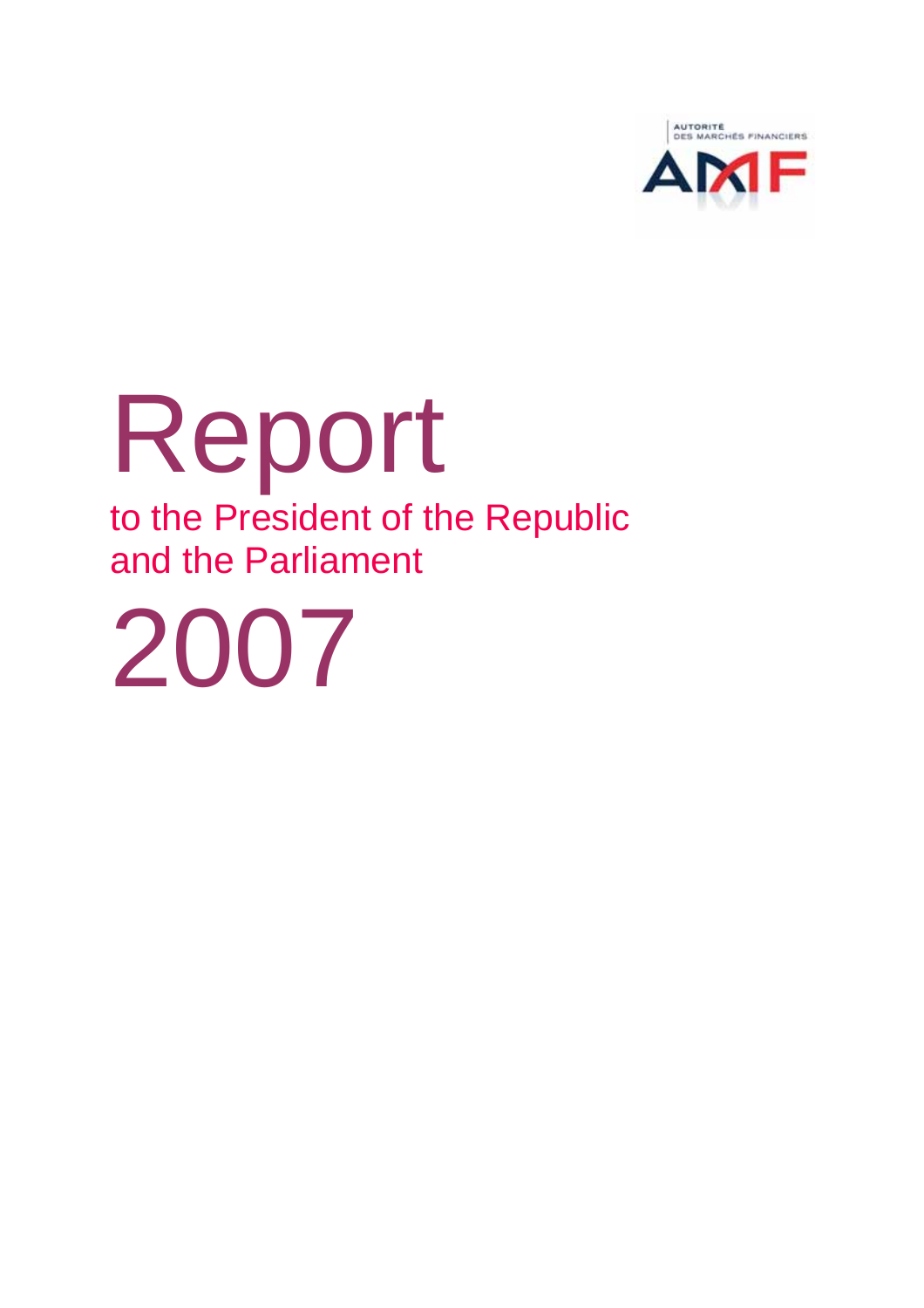AUTORITÉ DES MARCHÉS FINANCIERS

AMF

# Report

## to the President of the Republic and the Parliament

# 2007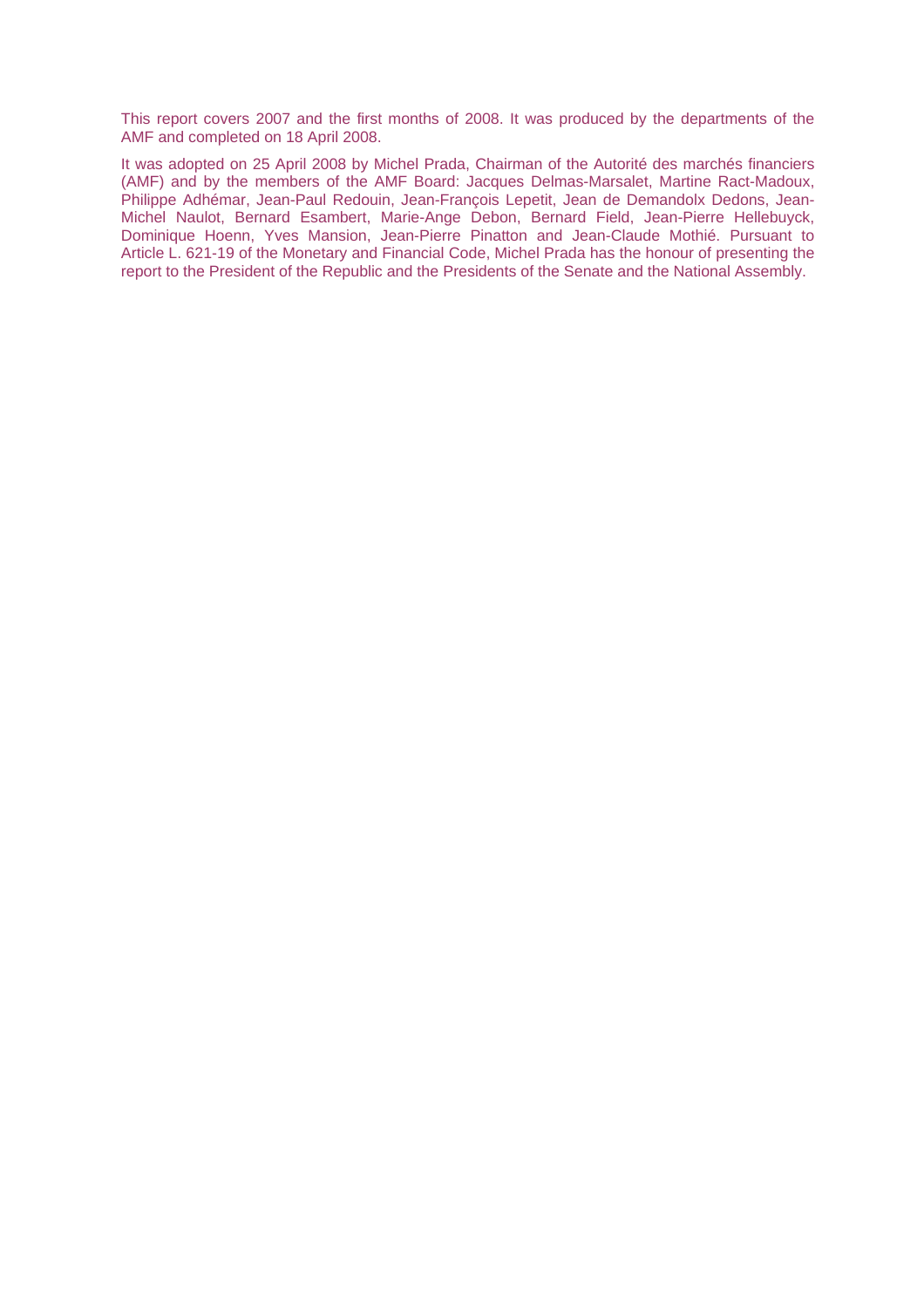This report covers 2007 and the first months of 2008. It was produced by the departments of the AMF and completed on 18 April 2008.

It was adopted on 25 April 2008 by Michel Prada, Chairman of the Autorité des marchés financiers (AMF) and by the members of the AMF Board: Jacques Delmas-Marsalet, Martine Ract-Madoux, Philippe Adhémar, Jean-Paul Redouin, Jean-François Lepetit, Jean de Demandolx Dedons, Jean-Michel Naulot, Bernard Esambert, Marie-Ange Debon, Bernard Field, Jean-Pierre Hellebuyck, Dominique Hoenn, Yves Mansion, Jean-Pierre Pinatton and Jean-Claude Mothié. Pursuant to Article L. 621-19 of the Monetary and Financial Code, Michel Prada has the honour of presenting the report to the President of the Republic and the Presidents of the Senate and the National Assembly.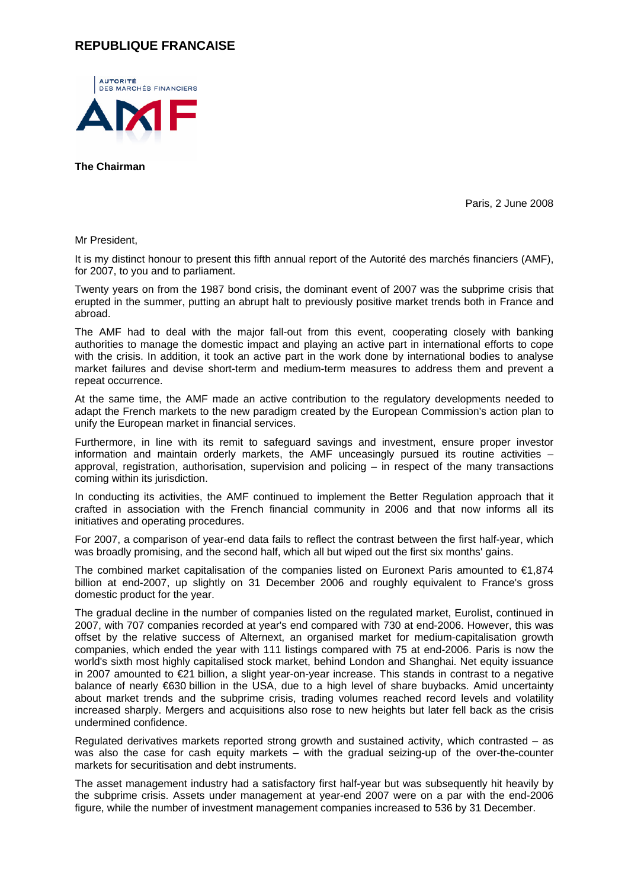# REPUBLIQUE FRANCAISE

AUTORITÉ DES MARCHÉS FINANCIERS

AMF

**The Chairman**

Paris, 2 June 2008

Mr President,

It is my distinct honour to present this fifth annual report of the Autorité des marchés financiers (AMF), for 2007, to you and to parliament.

Twenty years on from the 1987 bond crisis, the dominant event of 2007 was the subprime crisis that erupted in the summer, putting an abrupt halt to previously positive market trends both in France and abroad.

The AMF had to deal with the major fall-out from this event, cooperating closely with banking authorities to manage the domestic impact and playing an active part in international efforts to cope with the crisis. In addition, it took an active part in the work done by international bodies to analyse market failures and devise short-term and medium-term measures to address them and prevent a repeat occurrence.

At the same time, the AMF made an active contribution to the regulatory developments needed to adapt the French markets to the new paradigm created by the European Commission's action plan to unify the European market in financial services.

Furthermore, in line with its remit to safeguard savings and investment, ensure proper investor information and maintain orderly markets, the AMF unceasingly pursued its routine activities – approval, registration, authorisation, supervision and policing – in respect of the many transactions coming within its jurisdiction.

In conducting its activities, the AMF continued to implement the Better Regulation approach that it crafted in association with the French financial community in 2006 and that now informs all its initiatives and operating procedures.

For 2007, a comparison of year-end data fails to reflect the contrast between the first half-year, which was broadly promising, and the second half, which all but wiped out the first six months' gains.

The combined market capitalisation of the companies listed on Euronext Paris amounted to €1,874 billion at end-2007, up slightly on 31 December 2006 and roughly equivalent to France's gross domestic product for the year.

The gradual decline in the number of companies listed on the regulated market, Eurolist, continued in 2007, with 707 companies recorded at year's end compared with 730 at end-2006. However, this was offset by the relative success of Alternext, an organised market for medium-capitalisation growth companies, which ended the year with 111 listings compared with 75 at end-2006. Paris is now the world's sixth most highly capitalised stock market, behind London and Shanghai. Net equity issuance in 2007 amounted to €21 billion, a slight year-on-year increase. This stands in contrast to a negative balance of nearly €630 billion in the USA, due to a high level of share buybacks. Amid uncertainty about market trends and the subprime crisis, trading volumes reached record levels and volatility increased sharply. Mergers and acquisitions also rose to new heights but later fell back as the crisis undermined confidence.

Regulated derivatives markets reported strong growth and sustained activity, which contrasted – as was also the case for cash equity markets – with the gradual seizing-up of the over-the-counter markets for securitisation and debt instruments.

The asset management industry had a satisfactory first half-year but was subsequently hit heavily by the subprime crisis. Assets under management at year-end 2007 were on a par with the end-2006 figure, while the number of investment management companies increased to 536 by 31 December.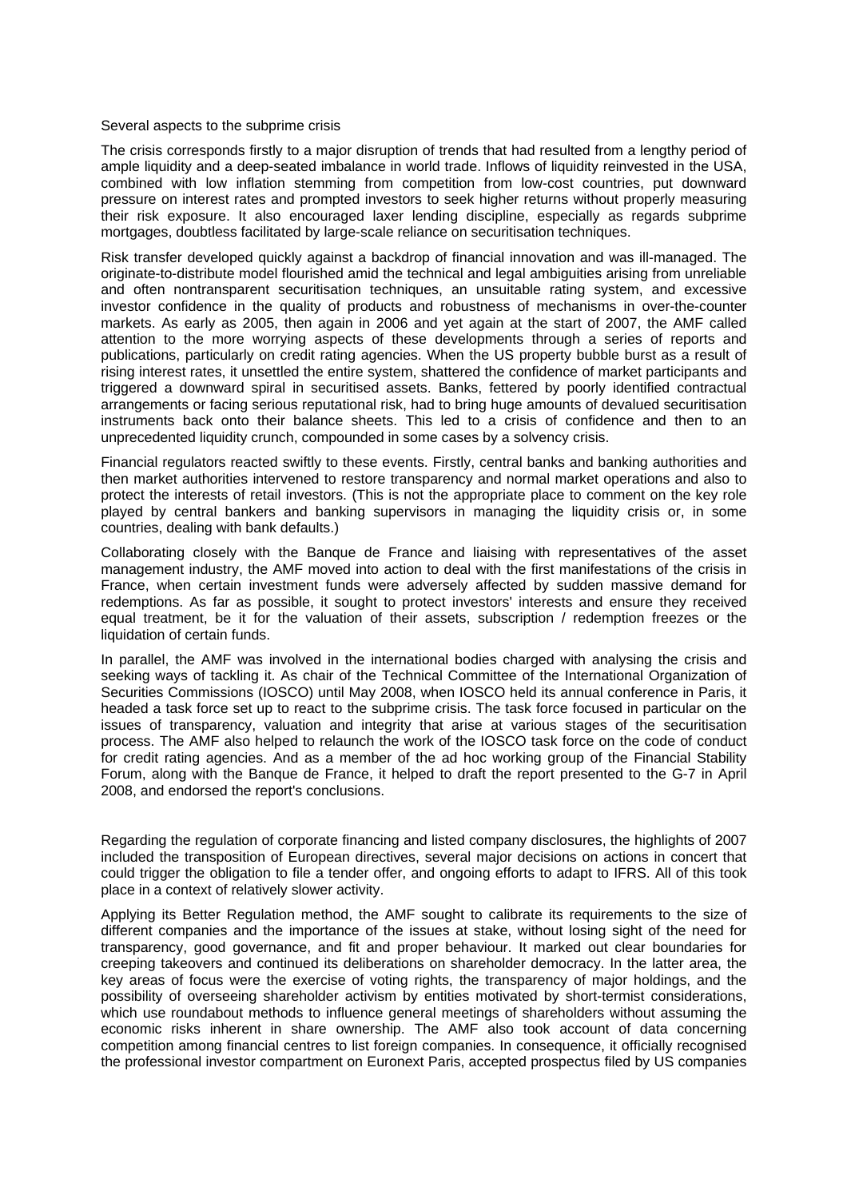Several aspects to the subprime crisis

The crisis corresponds firstly to a major disruption of trends that had resulted from a lengthy period of ample liquidity and a deep-seated imbalance in world trade. Inflows of liquidity reinvested in the USA, combined with low inflation stemming from competition from low-cost countries, put downward pressure on interest rates and prompted investors to seek higher returns without properly measuring their risk exposure. It also encouraged laxer lending discipline, especially as regards subprime mortgages, doubtless facilitated by large-scale reliance on securitisation techniques.

Risk transfer developed quickly against a backdrop of financial innovation and was ill-managed. The originate-to-distribute model flourished amid the technical and legal ambiguities arising from unreliable and often nontransparent securitisation techniques, an unsuitable rating system, and excessive investor confidence in the quality of products and robustness of mechanisms in over-the-counter markets. As early as 2005, then again in 2006 and yet again at the start of 2007, the AMF called attention to the more worrying aspects of these developments through a series of reports and publications, particularly on credit rating agencies. When the US property bubble burst as a result of rising interest rates, it unsettled the entire system, shattered the confidence of market participants and triggered a downward spiral in securitised assets. Banks, fettered by poorly identified contractual arrangements or facing serious reputational risk, had to bring huge amounts of devalued securitisation instruments back onto their balance sheets. This led to a crisis of confidence and then to an unprecedented liquidity crunch, compounded in some cases by a solvency crisis.

Financial regulators reacted swiftly to these events. Firstly, central banks and banking authorities and then market authorities intervened to restore transparency and normal market operations and also to protect the interests of retail investors. (This is not the appropriate place to comment on the key role played by central bankers and banking supervisors in managing the liquidity crisis or, in some countries, dealing with bank defaults.)

Collaborating closely with the Banque de France and liaising with representatives of the asset management industry, the AMF moved into action to deal with the first manifestations of the crisis in France, when certain investment funds were adversely affected by sudden massive demand for redemptions. As far as possible, it sought to protect investors' interests and ensure they received equal treatment, be it for the valuation of their assets, subscription / redemption freezes or the liquidation of certain funds.

In parallel, the AMF was involved in the international bodies charged with analysing the crisis and seeking ways of tackling it. As chair of the Technical Committee of the International Organization of Securities Commissions (IOSCO) until May 2008, when IOSCO held its annual conference in Paris, it headed a task force set up to react to the subprime crisis. The task force focused in particular on the issues of transparency, valuation and integrity that arise at various stages of the securitisation process. The AMF also helped to relaunch the work of the IOSCO task force on the code of conduct for credit rating agencies. And as a member of the ad hoc working group of the Financial Stability Forum, along with the Banque de France, it helped to draft the report presented to the G-7 in April 2008, and endorsed the report's conclusions.

Regarding the regulation of corporate financing and listed company disclosures, the highlights of 2007 included the transposition of European directives, several major decisions on actions in concert that could trigger the obligation to file a tender offer, and ongoing efforts to adapt to IFRS. All of this took place in a context of relatively slower activity.

Applying its Better Regulation method, the AMF sought to calibrate its requirements to the size of different companies and the importance of the issues at stake, without losing sight of the need for transparency, good governance, and fit and proper behaviour. It marked out clear boundaries for creeping takeovers and continued its deliberations on shareholder democracy. In the latter area, the key areas of focus were the exercise of voting rights, the transparency of major holdings, and the possibility of overseeing shareholder activism by entities motivated by short-termist considerations, which use roundabout methods to influence general meetings of shareholders without assuming the economic risks inherent in share ownership. The AMF also took account of data concerning competition among financial centres to list foreign companies. In consequence, it officially recognised the professional investor compartment on Euronext Paris, accepted prospectus filed by US companies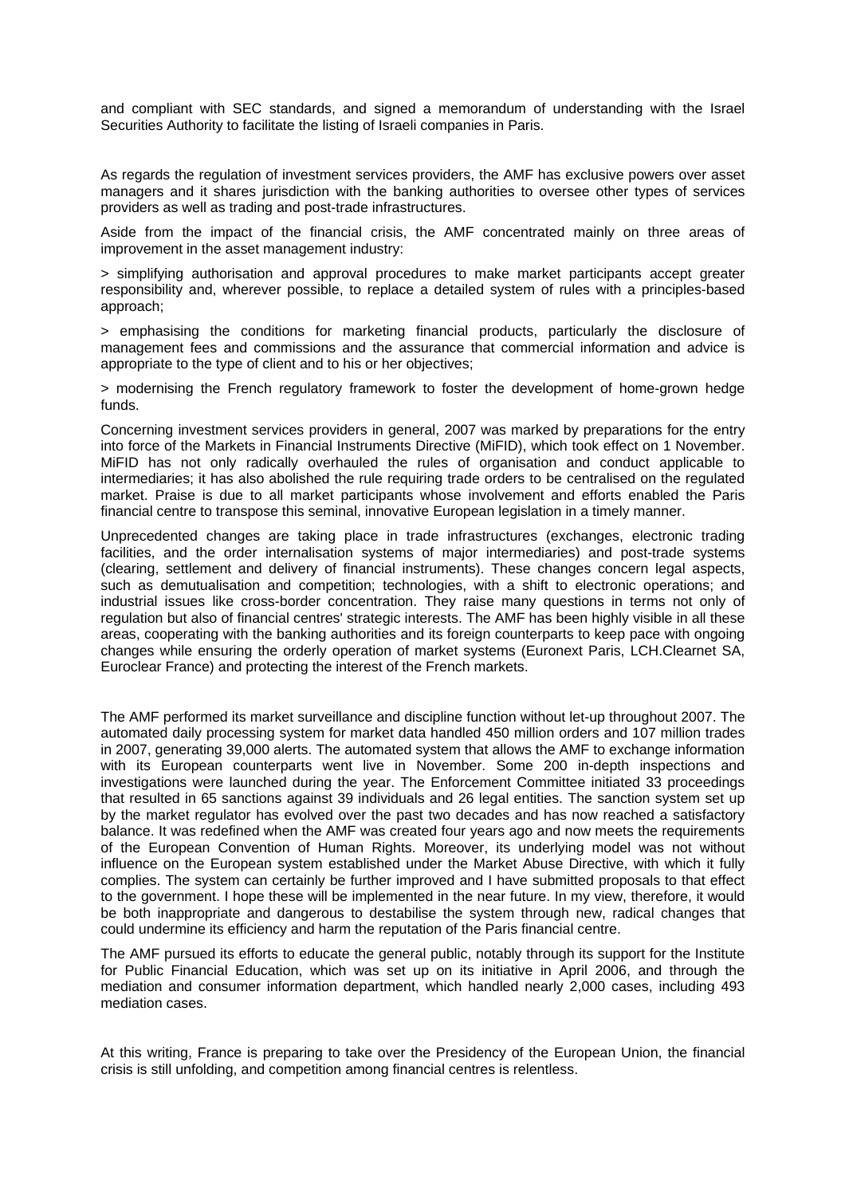and compliant with SEC standards, and signed a memorandum of understanding with the Israel Securities Authority to facilitate the listing of Israeli companies in Paris.

As regards the regulation of investment services providers, the AMF has exclusive powers over asset managers and it shares jurisdiction with the banking authorities to oversee other types of services providers as well as trading and post-trade infrastructures.

Aside from the impact of the financial crisis, the AMF concentrated mainly on three areas of improvement in the asset management industry:

> simplifying authorisation and approval procedures to make market participants accept greater responsibility and, wherever possible, to replace a detailed system of rules with a principles-based approach;

> emphasising the conditions for marketing financial products, particularly the disclosure of management fees and commissions and the assurance that commercial information and advice is appropriate to the type of client and to his or her objectives;

> modernising the French regulatory framework to foster the development of home-grown hedge funds.

Concerning investment services providers in general, 2007 was marked by preparations for the entry into force of the Markets in Financial Instruments Directive (MiFID), which took effect on 1 November. MiFID has not only radically overhauled the rules of organisation and conduct applicable to intermediaries; it has also abolished the rule requiring trade orders to be centralised on the regulated market. Praise is due to all market participants whose involvement and efforts enabled the Paris financial centre to transpose this seminal, innovative European legislation in a timely manner.

Unprecedented changes are taking place in trade infrastructures (exchanges, electronic trading facilities, and the order internalisation systems of major intermediaries) and post-trade systems (clearing, settlement and delivery of financial instruments). These changes concern legal aspects, such as demutualisation and competition; technologies, with a shift to electronic operations; and industrial issues like cross-border concentration. They raise many questions in terms not only of regulation but also of financial centres' strategic interests. The AMF has been highly visible in all these areas, cooperating with the banking authorities and its foreign counterparts to keep pace with ongoing changes while ensuring the orderly operation of market systems (Euronext Paris, LCH.Clearnet SA, Euroclear France) and protecting the interest of the French markets.

The AMF performed its market surveillance and discipline function without let-up throughout 2007. The automated daily processing system for market data handled 450 million orders and 107 million trades in 2007, generating 39,000 alerts. The automated system that allows the AMF to exchange information with its European counterparts went live in November. Some 200 in-depth inspections and investigations were launched during the year. The Enforcement Committee initiated 33 proceedings that resulted in 65 sanctions against 39 individuals and 26 legal entities. The sanction system set up by the market regulator has evolved over the past two decades and has now reached a satisfactory balance. It was redefined when the AMF was created four years ago and now meets the requirements of the European Convention of Human Rights. Moreover, its underlying model was not without influence on the European system established under the Market Abuse Directive, with which it fully complies. The system can certainly be further improved and I have submitted proposals to that effect to the government. I hope these will be implemented in the near future. In my view, therefore, it would be both inappropriate and dangerous to destabilise the system through new, radical changes that could undermine its efficiency and harm the reputation of the Paris financial centre.

The AMF pursued its efforts to educate the general public, notably through its support for the Institute for Public Financial Education, which was set up on its initiative in April 2006, and through the mediation and consumer information department, which handled nearly 2,000 cases, including 493 mediation cases.

At this writing, France is preparing to take over the Presidency of the European Union, the financial crisis is still unfolding, and competition among financial centres is relentless.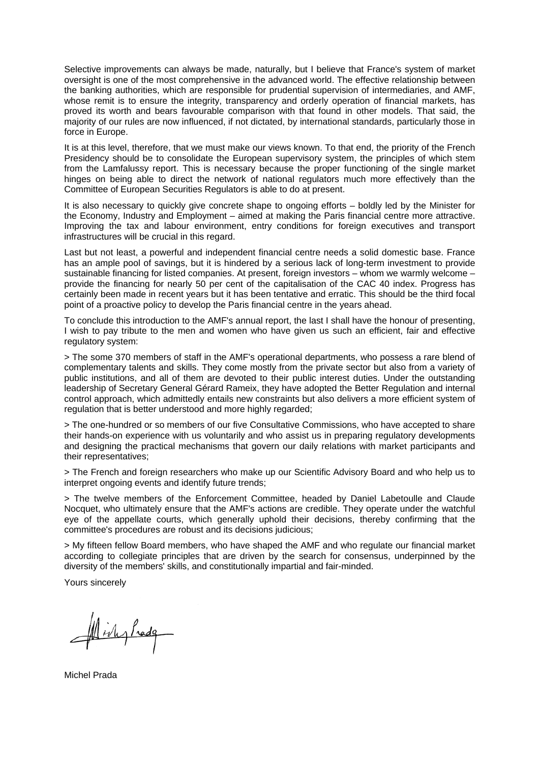Selective improvements can always be made, naturally, but I believe that France's system of market oversight is one of the most comprehensive in the advanced world. The effective relationship between the banking authorities, which are responsible for prudential supervision of intermediaries, and AMF, whose remit is to ensure the integrity, transparency and orderly operation of financial markets, has proved its worth and bears favourable comparison with that found in other models. That said, the majority of our rules are now influenced, if not dictated, by international standards, particularly those in force in Europe.

It is at this level, therefore, that we must make our views known. To that end, the priority of the French Presidency should be to consolidate the European supervisory system, the principles of which stem from the Lamfalussy report. This is necessary because the proper functioning of the single market hinges on being able to direct the network of national regulators much more effectively than the Committee of European Securities Regulators is able to do at present.

It is also necessary to quickly give concrete shape to ongoing efforts – boldly led by the Minister for the Economy, Industry and Employment – aimed at making the Paris financial centre more attractive. Improving the tax and labour environment, entry conditions for foreign executives and transport infrastructures will be crucial in this regard.

Last but not least, a powerful and independent financial centre needs a solid domestic base. France has an ample pool of savings, but it is hindered by a serious lack of long-term investment to provide sustainable financing for listed companies. At present, foreign investors – whom we warmly welcome – provide the financing for nearly 50 per cent of the capitalisation of the CAC 40 index. Progress has certainly been made in recent years but it has been tentative and erratic. This should be the third focal point of a proactive policy to develop the Paris financial centre in the years ahead.

To conclude this introduction to the AMF's annual report, the last I shall have the honour of presenting, I wish to pay tribute to the men and women who have given us such an efficient, fair and effective regulatory system:

> The some 370 members of staff in the AMF's operational departments, who possess a rare blend of complementary talents and skills. They come mostly from the private sector but also from a variety of public institutions, and all of them are devoted to their public interest duties. Under the outstanding leadership of Secretary General Gérard Rameix, they have adopted the Better Regulation and internal control approach, which admittedly entails new constraints but also delivers a more efficient system of regulation that is better understood and more highly regarded;

> The one-hundred or so members of our five Consultative Commissions, who have accepted to share their hands-on experience with us voluntarily and who assist us in preparing regulatory developments and designing the practical mechanisms that govern our daily relations with market participants and their representatives;

> The French and foreign researchers who make up our Scientific Advisory Board and who help us to interpret ongoing events and identify future trends;

> The twelve members of the Enforcement Committee, headed by Daniel Labetoulle and Claude Nocquet, who ultimately ensure that the AMF's actions are credible. They operate under the watchful eye of the appellate courts, which generally uphold their decisions, thereby confirming that the committee's procedures are robust and its decisions judicious;

> My fifteen fellow Board members, who have shaped the AMF and who regulate our financial market according to collegiate principles that are driven by the search for consensus, underpinned by the diversity of the members' skills, and constitutionally impartial and fair-minded.

Yours sincerely

Michel Prada